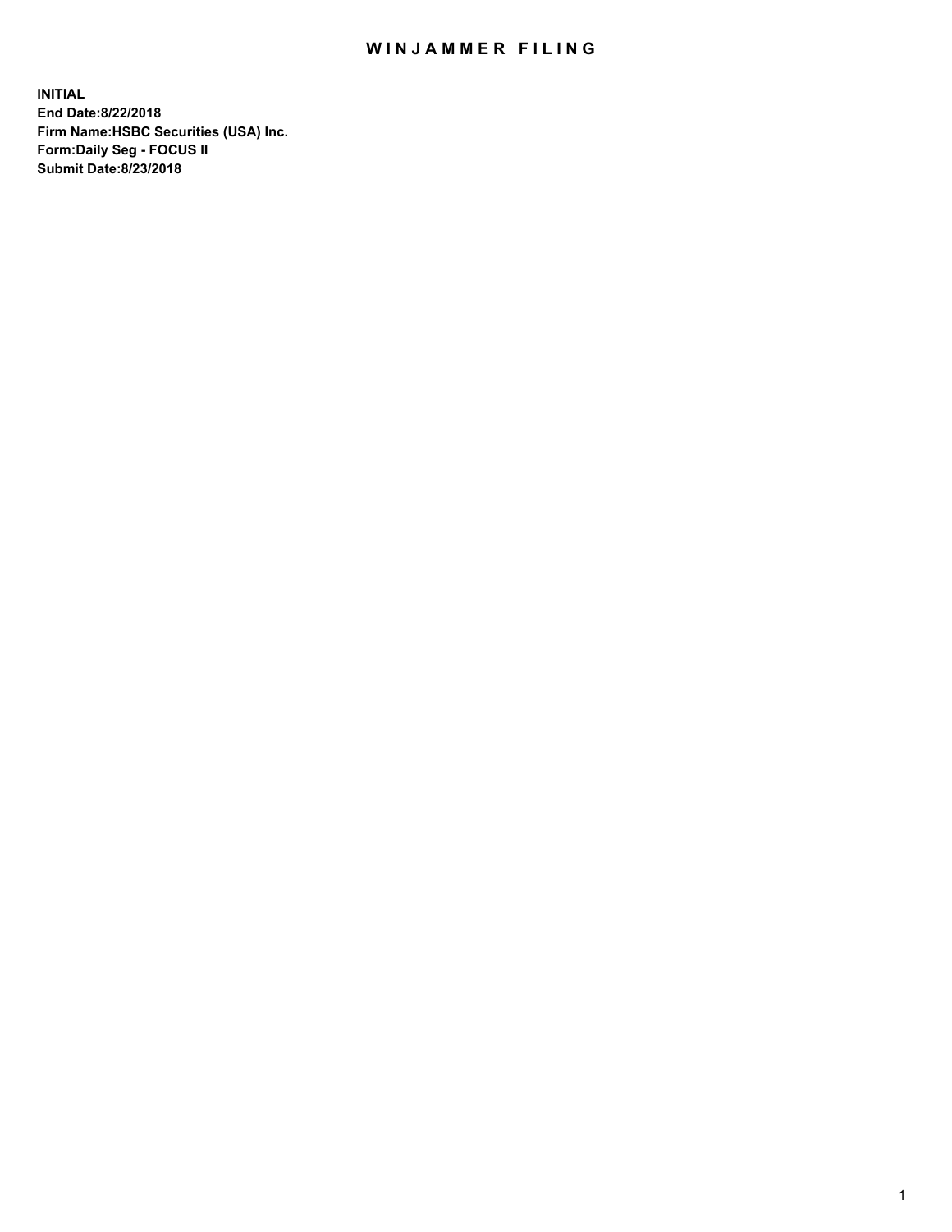# WINJAMMER FILING

**INITIAL**
**End Date:8/22/2018**
**Firm Name:HSBC Securities (USA) Inc.**
**Form:Daily Seg - FOCUS II**
**Submit Date:8/23/2018**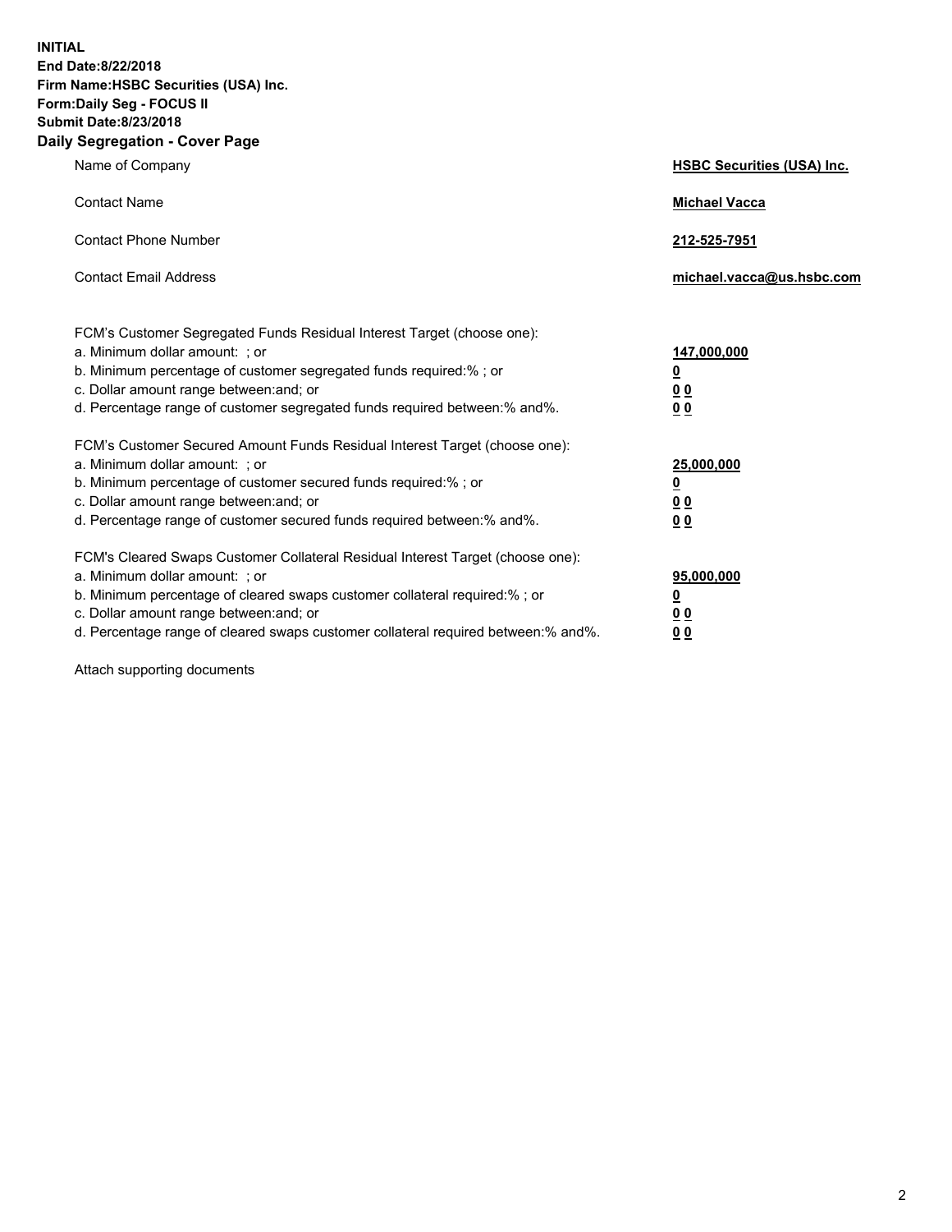**INITIAL**
**End Date:8/22/2018**
**Firm Name:HSBC Securities (USA) Inc.**
**Form:Daily Seg - FOCUS II**
**Submit Date:8/23/2018**

## Daily Segregation - Cover Page

| | |
|---|---|
| Name of Company | **HSBC Securities (USA) Inc.** |
| Contact Name | **Michael Vacca** |
| Contact Phone Number | **212-525-7951** |
| Contact Email Address | **michael.vacca@us.hsbc.com** |

| | |
|---|---|
| FCM's Customer Segregated Funds Residual Interest Target (choose one): | |
| a. Minimum dollar amount: ; or | **147,000,000** |
| b. Minimum percentage of customer segregated funds required:% ; or | **0** |
| c. Dollar amount range between:and; or | **0 0** |
| d. Percentage range of customer segregated funds required between:% and%. | **0 0** |
| FCM's Customer Secured Amount Funds Residual Interest Target (choose one): | |
| a. Minimum dollar amount: ; or | **25,000,000** |
| b. Minimum percentage of customer secured funds required:% ; or | **0** |
| c. Dollar amount range between:and; or | **0 0** |
| d. Percentage range of customer secured funds required between:% and%. | **0 0** |
| FCM's Cleared Swaps Customer Collateral Residual Interest Target (choose one): | |
| a. Minimum dollar amount: ; or | **95,000,000** |
| b. Minimum percentage of cleared swaps customer collateral required:% ; or | **0** |
| c. Dollar amount range between:and; or | **0 0** |
| d. Percentage range of cleared swaps customer collateral required between:% and%. | **0 0** |

Attach supporting documents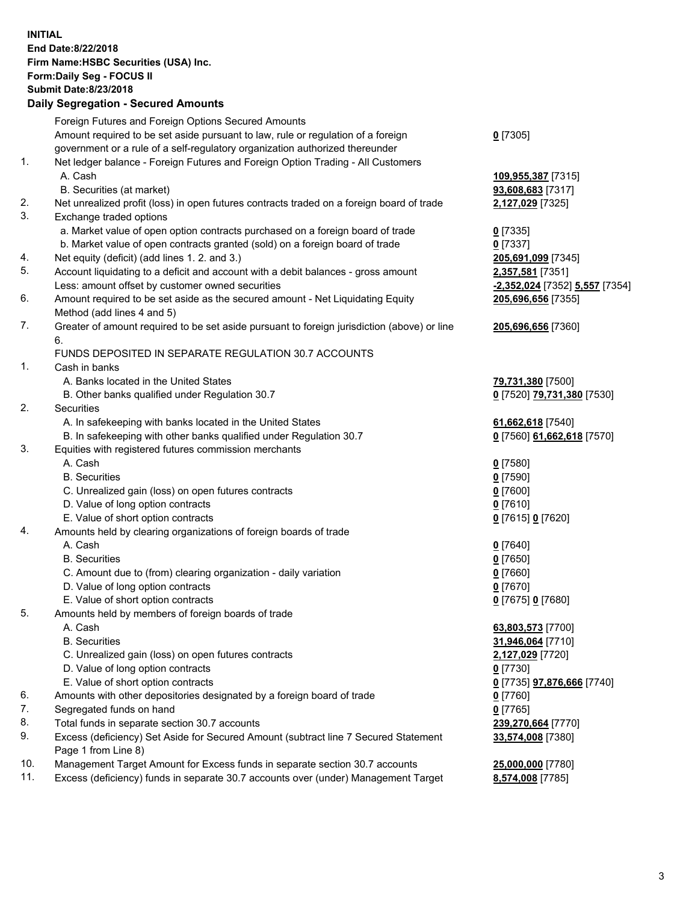**INITIAL**
**End Date:8/22/2018**
**Firm Name:HSBC Securities (USA) Inc.**
**Form:Daily Seg - FOCUS II**
**Submit Date:8/23/2018**

## Daily Segregation - Secured Amounts

| | | |
|---|---|---|
| | Foreign Futures and Foreign Options Secured Amounts | |
| | Amount required to be set aside pursuant to law, rule or regulation of a foreign government or a rule of a self-regulatory organization authorized thereunder | **0** [7305] |
| 1. | Net ledger balance - Foreign Futures and Foreign Option Trading - All Customers | |
| | A. Cash | **109,955,387** [7315] |
| | B. Securities (at market) | **93,608,683** [7317] |
| 2. | Net unrealized profit (loss) in open futures contracts traded on a foreign board of trade | **2,127,029** [7325] |
| 3. | Exchange traded options | |
| | a. Market value of open option contracts purchased on a foreign board of trade | **0** [7335] |
| | b. Market value of open contracts granted (sold) on a foreign board of trade | **0** [7337] |
| 4. | Net equity (deficit) (add lines 1. 2. and 3.) | **205,691,099** [7345] |
| 5. | Account liquidating to a deficit and account with a debit balances - gross amount | **2,357,581** [7351] |
| | Less: amount offset by customer owned securities | **-2,352,024** [7352] **5,557** [7354] |
| 6. | Amount required to be set aside as the secured amount - Net Liquidating Equity Method (add lines 4 and 5) | **205,696,656** [7355] |
| 7. | Greater of amount required to be set aside pursuant to foreign jurisdiction (above) or line 6. | **205,696,656** [7360] |
| | FUNDS DEPOSITED IN SEPARATE REGULATION 30.7 ACCOUNTS | |
| 1. | Cash in banks | |
| | A. Banks located in the United States | **79,731,380** [7500] |
| | B. Other banks qualified under Regulation 30.7 | **0** [7520] **79,731,380** [7530] |
| 2. | Securities | |
| | A. In safekeeping with banks located in the United States | **61,662,618** [7540] |
| | B. In safekeeping with other banks qualified under Regulation 30.7 | **0** [7560] **61,662,618** [7570] |
| 3. | Equities with registered futures commission merchants | |
| | A. Cash | **0** [7580] |
| | B. Securities | **0** [7590] |
| | C. Unrealized gain (loss) on open futures contracts | **0** [7600] |
| | D. Value of long option contracts | **0** [7610] |
| | E. Value of short option contracts | **0** [7615] **0** [7620] |
| 4. | Amounts held by clearing organizations of foreign boards of trade | |
| | A. Cash | **0** [7640] |
| | B. Securities | **0** [7650] |
| | C. Amount due to (from) clearing organization - daily variation | **0** [7660] |
| | D. Value of long option contracts | **0** [7670] |
| | E. Value of short option contracts | **0** [7675] **0** [7680] |
| 5. | Amounts held by members of foreign boards of trade | |
| | A. Cash | **63,803,573** [7700] |
| | B. Securities | **31,946,064** [7710] |
| | C. Unrealized gain (loss) on open futures contracts | **2,127,029** [7720] |
| | D. Value of long option contracts | **0** [7730] |
| | E. Value of short option contracts | **0** [7735] **97,876,666** [7740] |
| 6. | Amounts with other depositories designated by a foreign board of trade | **0** [7760] |
| 7. | Segregated funds on hand | **0** [7765] |
| 8. | Total funds in separate section 30.7 accounts | **239,270,664** [7770] |
| 9. | Excess (deficiency) Set Aside for Secured Amount (subtract line 7 Secured Statement Page 1 from Line 8) | **33,574,008** [7380] |
| 10. | Management Target Amount for Excess funds in separate section 30.7 accounts | **25,000,000** [7780] |
| 11. | Excess (deficiency) funds in separate 30.7 accounts over (under) Management Target | **8,574,008** [7785] |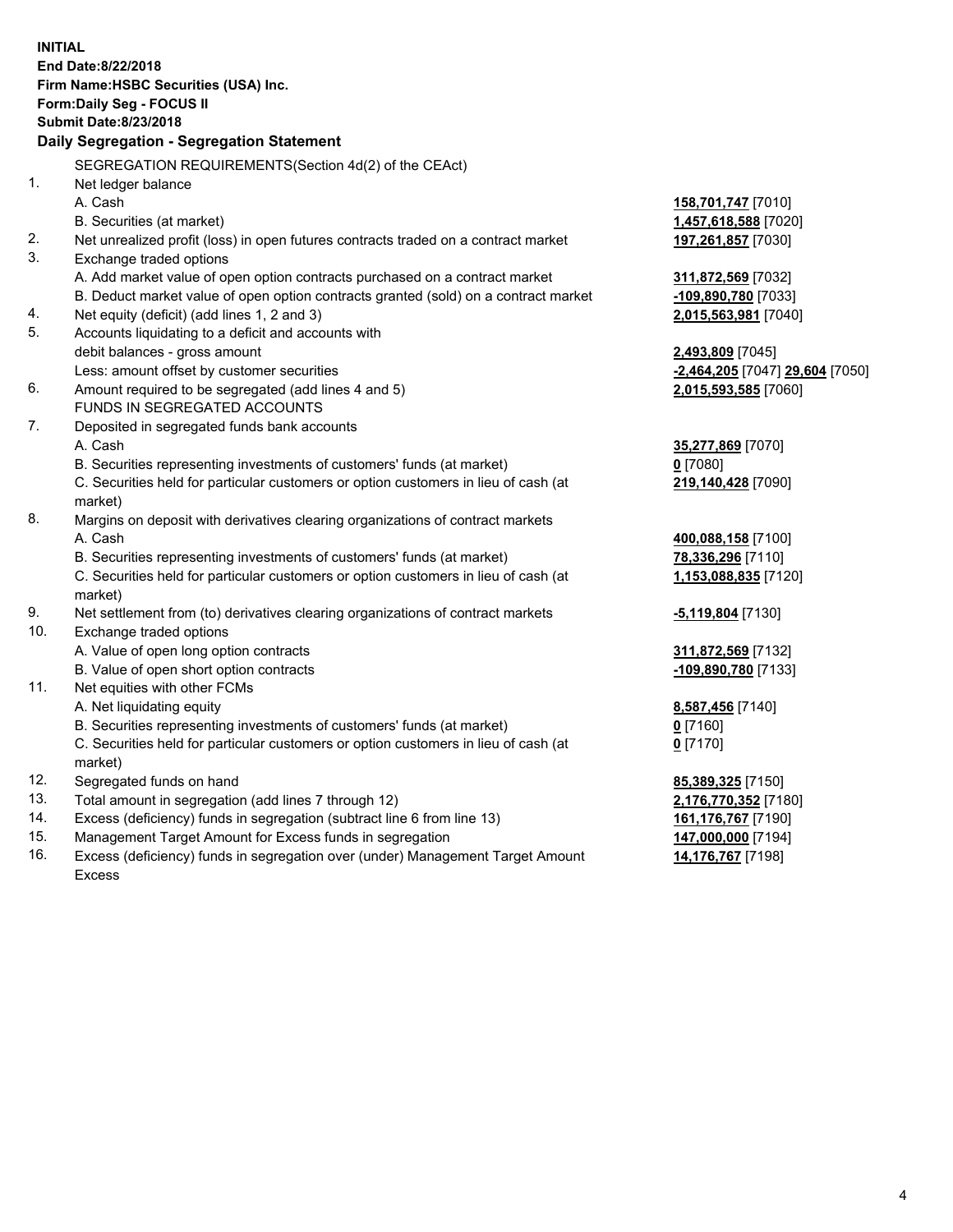**INITIAL**
**End Date:8/22/2018**
**Firm Name:HSBC Securities (USA) Inc.**
**Form:Daily Seg - FOCUS II**
**Submit Date:8/23/2018**

## Daily Segregation - Segregation Statement

SEGREGATION REQUIREMENTS(Section 4d(2) of the CEAct)

| | | |
|---|---|---|
| 1. | Net ledger balance | |
| | A. Cash | **158,701,747** [7010] |
| | B. Securities (at market) | **1,457,618,588** [7020] |
| 2. | Net unrealized profit (loss) in open futures contracts traded on a contract market | **197,261,857** [7030] |
| 3. | Exchange traded options | |
| | A. Add market value of open option contracts purchased on a contract market | **311,872,569** [7032] |
| | B. Deduct market value of open option contracts granted (sold) on a contract market | **-109,890,780** [7033] |
| 4. | Net equity (deficit) (add lines 1, 2 and 3) | **2,015,563,981** [7040] |
| 5. | Accounts liquidating to a deficit and accounts with debit balances - gross amount | **2,493,809** [7045] |
| | Less: amount offset by customer securities | **-2,464,205** [7047] **29,604** [7050] |
| 6. | Amount required to be segregated (add lines 4 and 5) | **2,015,593,585** [7060] |
| | FUNDS IN SEGREGATED ACCOUNTS | |
| 7. | Deposited in segregated funds bank accounts | |
| | A. Cash | **35,277,869** [7070] |
| | B. Securities representing investments of customers' funds (at market) | **0** [7080] |
| | C. Securities held for particular customers or option customers in lieu of cash (at market) | **219,140,428** [7090] |
| 8. | Margins on deposit with derivatives clearing organizations of contract markets | |
| | A. Cash | **400,088,158** [7100] |
| | B. Securities representing investments of customers' funds (at market) | **78,336,296** [7110] |
| | C. Securities held for particular customers or option customers in lieu of cash (at market) | **1,153,088,835** [7120] |
| 9. | Net settlement from (to) derivatives clearing organizations of contract markets | **-5,119,804** [7130] |
| 10. | Exchange traded options | |
| | A. Value of open long option contracts | **311,872,569** [7132] |
| | B. Value of open short option contracts | **-109,890,780** [7133] |
| 11. | Net equities with other FCMs | |
| | A. Net liquidating equity | **8,587,456** [7140] |
| | B. Securities representing investments of customers' funds (at market) | **0** [7160] |
| | C. Securities held for particular customers or option customers in lieu of cash (at market) | **0** [7170] |
| 12. | Segregated funds on hand | **85,389,325** [7150] |
| 13. | Total amount in segregation (add lines 7 through 12) | **2,176,770,352** [7180] |
| 14. | Excess (deficiency) funds in segregation (subtract line 6 from line 13) | **161,176,767** [7190] |
| 15. | Management Target Amount for Excess funds in segregation | **147,000,000** [7194] |
| 16. | Excess (deficiency) funds in segregation over (under) Management Target Amount Excess | **14,176,767** [7198] |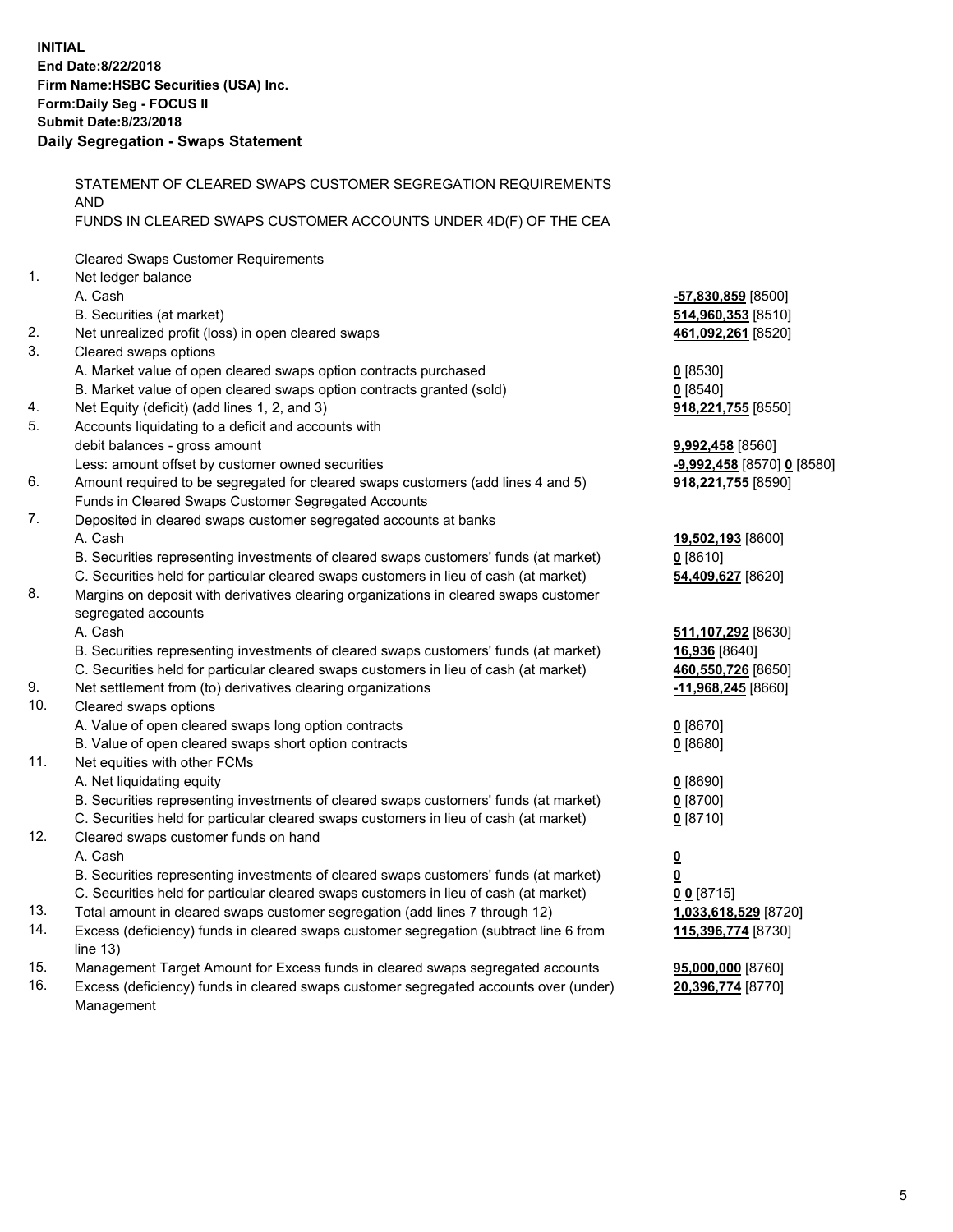**INITIAL**
**End Date:8/22/2018**
**Firm Name:HSBC Securities (USA) Inc.**
**Form:Daily Seg - FOCUS II**
**Submit Date:8/23/2018**
**Daily Segregation - Swaps Statement**

STATEMENT OF CLEARED SWAPS CUSTOMER SEGREGATION REQUIREMENTS AND FUNDS IN CLEARED SWAPS CUSTOMER ACCOUNTS UNDER 4D(F) OF THE CEA

| | | |
|---|---|---|
| | Cleared Swaps Customer Requirements | |
| 1. | Net ledger balance | |
| | A. Cash | **-57,830,859** [8500] |
| | B. Securities (at market) | **514,960,353** [8510] |
| 2. | Net unrealized profit (loss) in open cleared swaps | **461,092,261** [8520] |
| 3. | Cleared swaps options | |
| | A. Market value of open cleared swaps option contracts purchased | **0** [8530] |
| | B. Market value of open cleared swaps option contracts granted (sold) | **0** [8540] |
| 4. | Net Equity (deficit) (add lines 1, 2, and 3) | **918,221,755** [8550] |
| 5. | Accounts liquidating to a deficit and accounts with debit balances - gross amount | **9,992,458** [8560] |
| | Less: amount offset by customer owned securities | **-9,992,458** [8570] **0** [8580] |
| 6. | Amount required to be segregated for cleared swaps customers (add lines 4 and 5) | **918,221,755** [8590] |
| | Funds in Cleared Swaps Customer Segregated Accounts | |
| 7. | Deposited in cleared swaps customer segregated accounts at banks | |
| | A. Cash | **19,502,193** [8600] |
| | B. Securities representing investments of cleared swaps customers' funds (at market) | **0** [8610] |
| | C. Securities held for particular cleared swaps customers in lieu of cash (at market) | **54,409,627** [8620] |
| 8. | Margins on deposit with derivatives clearing organizations in cleared swaps customer segregated accounts | |
| | A. Cash | **511,107,292** [8630] |
| | B. Securities representing investments of cleared swaps customers' funds (at market) | **16,936** [8640] |
| | C. Securities held for particular cleared swaps customers in lieu of cash (at market) | **460,550,726** [8650] |
| 9. | Net settlement from (to) derivatives clearing organizations | **-11,968,245** [8660] |
| 10. | Cleared swaps options | |
| | A. Value of open cleared swaps long option contracts | **0** [8670] |
| | B. Value of open cleared swaps short option contracts | **0** [8680] |
| 11. | Net equities with other FCMs | |
| | A. Net liquidating equity | **0** [8690] |
| | B. Securities representing investments of cleared swaps customers' funds (at market) | **0** [8700] |
| | C. Securities held for particular cleared swaps customers in lieu of cash (at market) | **0** [8710] |
| 12. | Cleared swaps customer funds on hand | |
| | A. Cash | **0** |
| | B. Securities representing investments of cleared swaps customers' funds (at market) | **0** |
| | C. Securities held for particular cleared swaps customers in lieu of cash (at market) | **0** **0** [8715] |
| 13. | Total amount in cleared swaps customer segregation (add lines 7 through 12) | **1,033,618,529** [8720] |
| 14. | Excess (deficiency) funds in cleared swaps customer segregation (subtract line 6 from line 13) | **115,396,774** [8730] |
| 15. | Management Target Amount for Excess funds in cleared swaps segregated accounts | **95,000,000** [8760] |
| 16. | Excess (deficiency) funds in cleared swaps customer segregated accounts over (under) Management | **20,396,774** [8770] |